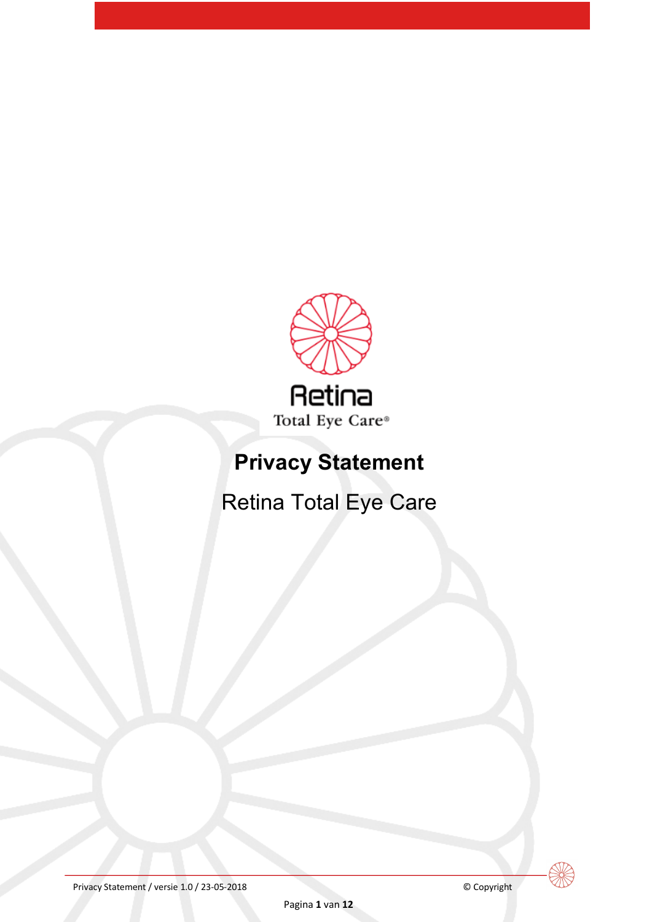Retina

Total Eye Care®

# Privacy Statement

## Retina Total Eye Care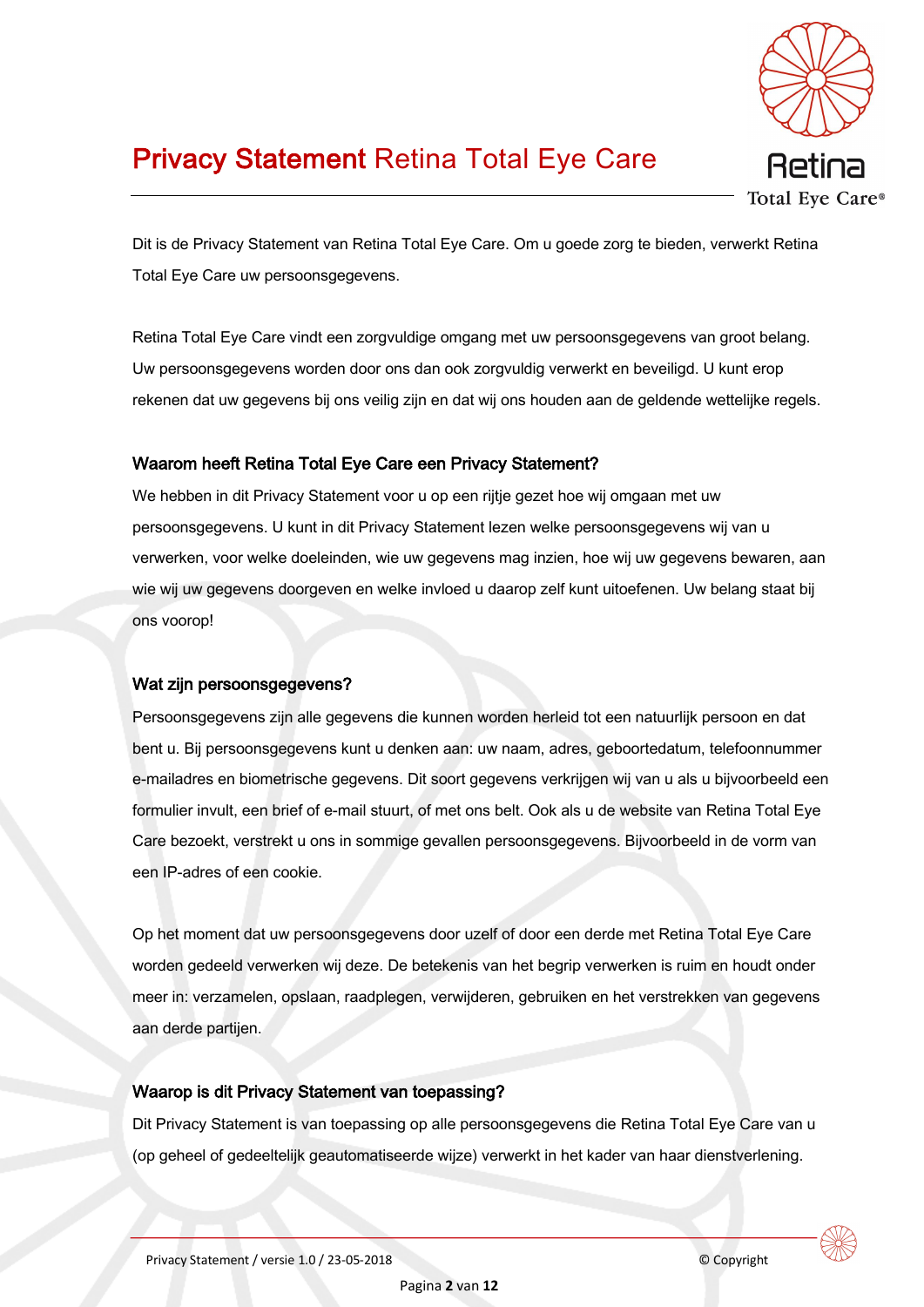# **Privacy Statement** Retina Total Eye Care

Dit is de Privacy Statement van Retina Total Eye Care. Om u goede zorg te bieden, verwerkt Retina Total Eye Care uw persoonsgegevens.

Retina Total Eye Care vindt een zorgvuldige omgang met uw persoonsgegevens van groot belang. Uw persoonsgegevens worden door ons dan ook zorgvuldig verwerkt en beveiligd. U kunt erop rekenen dat uw gegevens bij ons veilig zijn en dat wij ons houden aan de geldende wettelijke regels.

## Waarom heeft Retina Total Eye Care een Privacy Statement?

We hebben in dit Privacy Statement voor u op een rijtje gezet hoe wij omgaan met uw persoonsgegevens. U kunt in dit Privacy Statement lezen welke persoonsgegevens wij van u verwerken, voor welke doeleinden, wie uw gegevens mag inzien, hoe wij uw gegevens bewaren, aan wie wij uw gegevens doorgeven en welke invloed u daarop zelf kunt uitoefenen. Uw belang staat bij ons voorop!

## Wat zijn persoonsgegevens?

Persoonsgegevens zijn alle gegevens die kunnen worden herleid tot een natuurlijk persoon en dat bent u. Bij persoonsgegevens kunt u denken aan: uw naam, adres, geboortedatum, telefoonnummer e-mailadres en biometrische gegevens. Dit soort gegevens verkrijgen wij van u als u bijvoorbeeld een formulier invult, een brief of e-mail stuurt, of met ons belt. Ook als u de website van Retina Total Eye Care bezoekt, verstrekt u ons in sommige gevallen persoonsgegevens. Bijvoorbeeld in de vorm van een IP-adres of een cookie.

Op het moment dat uw persoonsgegevens door uzelf of door een derde met Retina Total Eye Care worden gedeeld verwerken wij deze. De betekenis van het begrip verwerken is ruim en houdt onder meer in: verzamelen, opslaan, raadplegen, verwijderen, gebruiken en het verstrekken van gegevens aan derde partijen.

## Waarop is dit Privacy Statement van toepassing?

Dit Privacy Statement is van toepassing op alle persoonsgegevens die Retina Total Eye Care van u (op geheel of gedeeltelijk geautomatiseerde wijze) verwerkt in het kader van haar dienstverlening.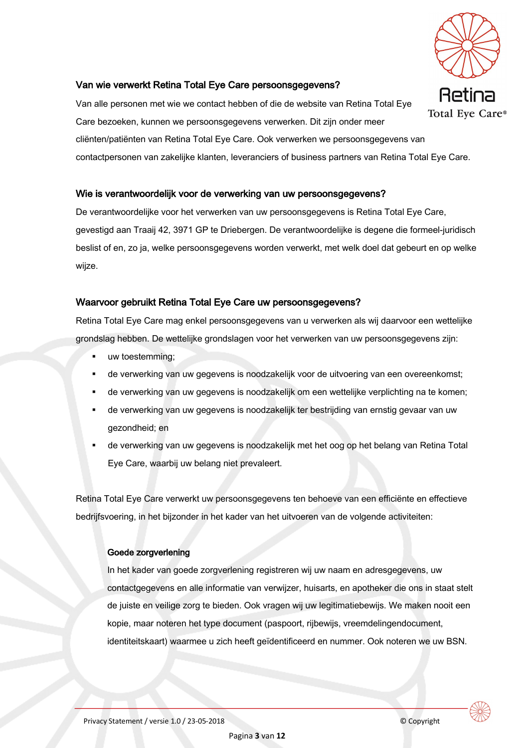### Van wie verwerkt Retina Total Eye Care persoonsgegevens?

Van alle personen met wie we contact hebben of die de website van Retina Total Eye Care bezoeken, kunnen we persoonsgegevens verwerken. Dit zijn onder meer cliënten/patiënten van Retina Total Eye Care. Ook verwerken we persoonsgegevens van contactpersonen van zakelijke klanten, leveranciers of business partners van Retina Total Eye Care.

### Wie is verantwoordelijk voor de verwerking van uw persoonsgegevens?

De verantwoordelijke voor het verwerken van uw persoonsgegevens is Retina Total Eye Care, gevestigd aan Traaij 42, 3971 GP te Driebergen. De verantwoordelijke is degene die formeel-juridisch beslist of en, zo ja, welke persoonsgegevens worden verwerkt, met welk doel dat gebeurt en op welke wijze.

### Waarvoor gebruikt Retina Total Eye Care uw persoonsgegevens?

Retina Total Eye Care mag enkel persoonsgegevens van u verwerken als wij daarvoor een wettelijke grondslag hebben. De wettelijke grondslagen voor het verwerken van uw persoonsgegevens zijn:

- uw toestemming;
- de verwerking van uw gegevens is noodzakelijk voor de uitvoering van een overeenkomst;
- de verwerking van uw gegevens is noodzakelijk om een wettelijke verplichting na te komen;
- de verwerking van uw gegevens is noodzakelijk ter bestrijding van ernstig gevaar van uw gezondheid; en
- de verwerking van uw gegevens is noodzakelijk met het oog op het belang van Retina Total Eye Care, waarbij uw belang niet prevaleert.

Retina Total Eye Care verwerkt uw persoonsgegevens ten behoeve van een efficiënte en effectieve bedrijfsvoering, in het bijzonder in het kader van het uitvoeren van de volgende activiteiten:

#### Goede zorgverlening

In het kader van goede zorgverlening registreren wij uw naam en adresgegevens, uw contactgegevens en alle informatie van verwijzer, huisarts, en apotheker die ons in staat stelt de juiste en veilige zorg te bieden. Ook vragen wij uw legitimatiebewijs. We maken nooit een kopie, maar noteren het type document (paspoort, rijbewijs, vreemdelingendocument, identiteitskaart) waarmee u zich heeft geïdentificeerd en nummer. Ook noteren we uw BSN.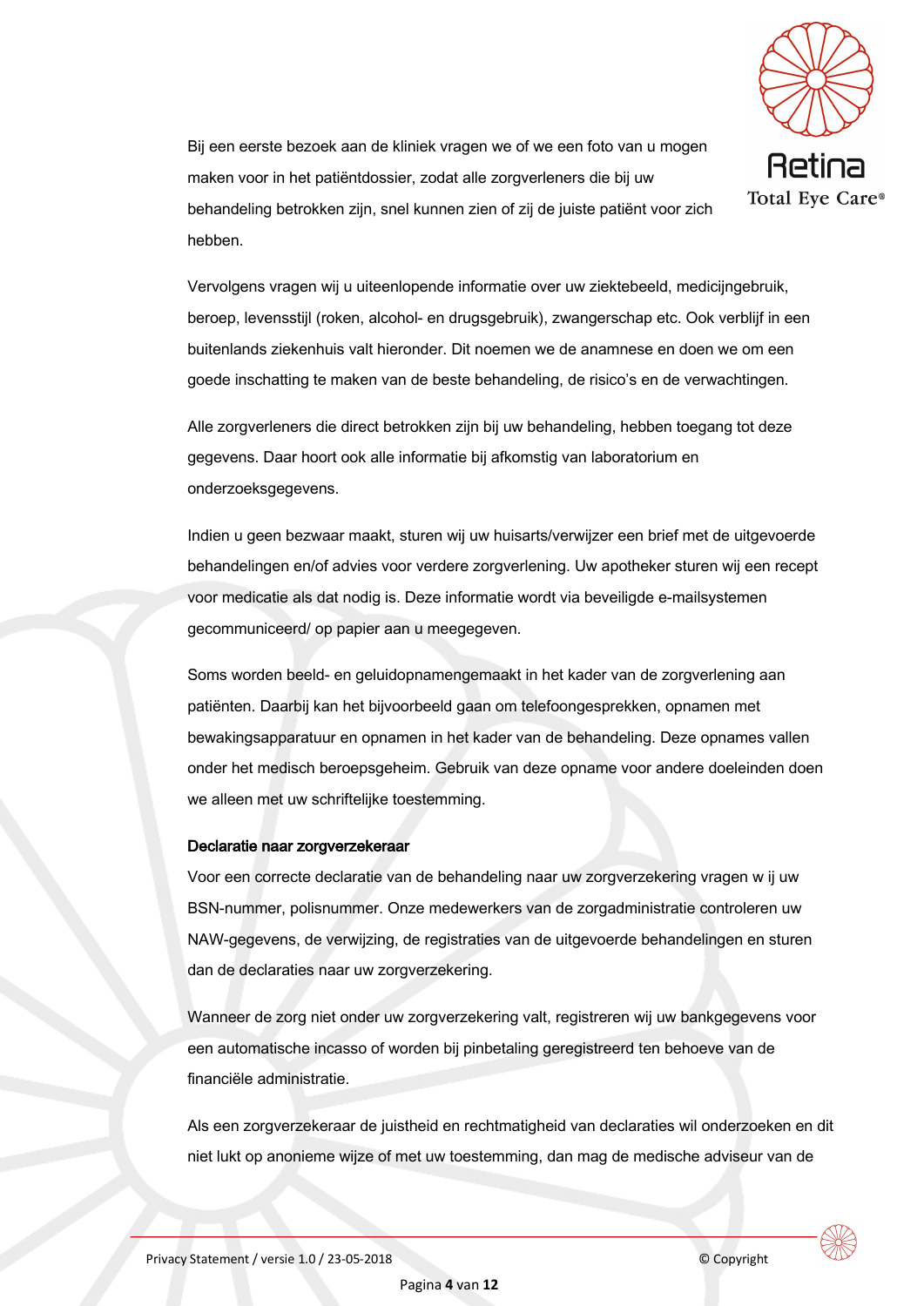Bij een eerste bezoek aan de kliniek vragen we of we een foto van u mogen maken voor in het patiëntdossier, zodat alle zorgverleners die bij uw behandeling betrokken zijn, snel kunnen zien of zij de juiste patiënt voor zich hebben.

Vervolgens vragen wij u uiteenlopende informatie over uw ziektebeeld, medicijngebruik, beroep, levensstijl (roken, alcohol- en drugsgebruik), zwangerschap etc. Ook verblijf in een buitenlands ziekenhuis valt hieronder. Dit noemen we de anamnese en doen we om een goede inschatting te maken van de beste behandeling, de risico's en de verwachtingen.

Alle zorgverleners die direct betrokken zijn bij uw behandeling, hebben toegang tot deze gegevens. Daar hoort ook alle informatie bij afkomstig van laboratorium en onderzoeksgegevens.

Indien u geen bezwaar maakt, sturen wij uw huisarts/verwijzer een brief met de uitgevoerde behandelingen en/of advies voor verdere zorgverlening. Uw apotheker sturen wij een recept voor medicatie als dat nodig is. Deze informatie wordt via beveiligde e-mailsystemen gecommuniceerd/ op papier aan u meegegeven.

Soms worden beeld- en geluidopnamengemaakt in het kader van de zorgverlening aan patiënten. Daarbij kan het bijvoorbeeld gaan om telefoongesprekken, opnamen met bewakingsapparatuur en opnamen in het kader van de behandeling. Deze opnames vallen onder het medisch beroepsgeheim. Gebruik van deze opname voor andere doeleinden doen we alleen met uw schriftelijke toestemming.

**Declaratie naar zorgverzekeraar**

Voor een correcte declaratie van de behandeling naar uw zorgverzekering vragen w ij uw BSN-nummer, polisnummer. Onze medewerkers van de zorgadministratie controleren uw NAW-gegevens, de verwijzing, de registraties van de uitgevoerde behandelingen en sturen dan de declaraties naar uw zorgverzekering.

Wanneer de zorg niet onder uw zorgverzekering valt, registreren wij uw bankgegevens voor een automatische incasso of worden bij pinbetaling geregistreerd ten behoeve van de financiële administratie.

Als een zorgverzekeraar de juistheid en rechtmatigheid van declaraties wil onderzoeken en dit niet lukt op anonieme wijze of met uw toestemming, dan mag de medische adviseur van de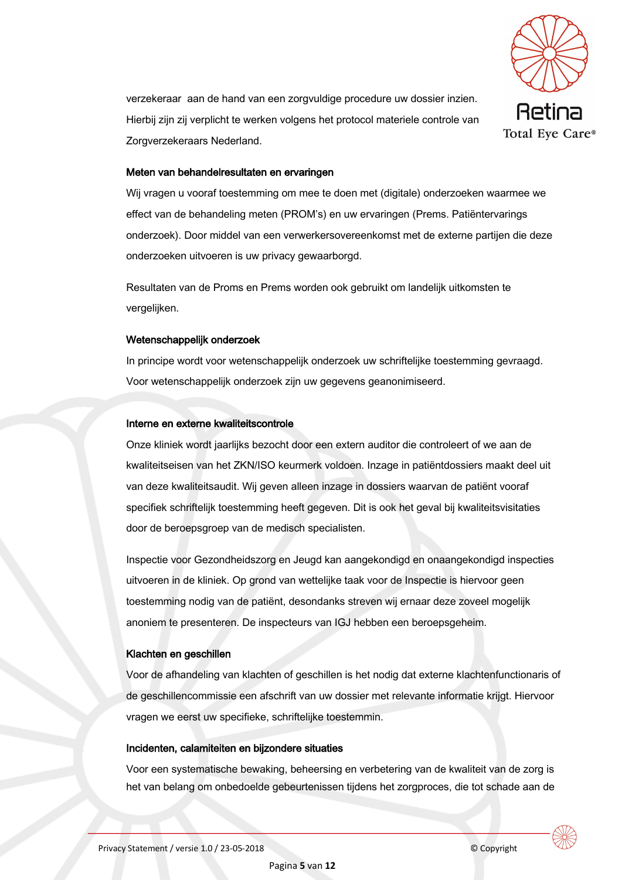verzekeraar  aan de hand van een zorgvuldige procedure uw dossier inzien. Hierbij zijn zij verplicht te werken volgens het protocol materiele controle van Zorgverzekeraars Nederland.

### Meten van behandelresultaten en ervaringen

Wij vragen u vooraf toestemming om mee te doen met (digitale) onderzoeken waarmee we effect van de behandeling meten (PROM's) en uw ervaringen (Prems. Patiëntervarings onderzoek). Door middel van een verwerkersovereenkomst met de externe partijen die deze onderzoeken uitvoeren is uw privacy gewaarborgd.

Resultaten van de Proms en Prems worden ook gebruikt om landelijk uitkomsten te vergelijken.

### Wetenschappelijk onderzoek

In principe wordt voor wetenschappelijk onderzoek uw schriftelijke toestemming gevraagd. Voor wetenschappelijk onderzoek zijn uw gegevens geanonimiseerd.

### Interne en externe kwaliteitscontrole

Onze kliniek wordt jaarlijks bezocht door een extern auditor die controleert of we aan de kwaliteitseisen van het ZKN/ISO keurmerk voldoen. Inzage in patiëntdossiers maakt deel uit van deze kwaliteitsaudit. Wij geven alleen inzage in dossiers waarvan de patiënt vooraf specifiek schriftelijk toestemming heeft gegeven. Dit is ook het geval bij kwaliteitsvisitaties door de beroepsgroep van de medisch specialisten.

Inspectie voor Gezondheidszorg en Jeugd kan aangekondigd en onaangekondigd inspecties uitvoeren in de kliniek. Op grond van wettelijke taak voor de Inspectie is hiervoor geen toestemming nodig van de patiënt, desondanks streven wij ernaar deze zoveel mogelijk anoniem te presenteren. De inspecteurs van IGJ hebben een beroepsgeheim.

### Klachten en geschillen

Voor de afhandeling van klachten of geschillen is het nodig dat externe klachtenfunctionaris of de geschillencommissie een afschrift van uw dossier met relevante informatie krijgt. Hiervoor vragen we eerst uw specifieke, schriftelijke toestemmin.

### Incidenten, calamiteiten en bijzondere situaties

Voor een systematische bewaking, beheersing en verbetering van de kwaliteit van de zorg is het van belang om onbedoelde gebeurtenissen tijdens het zorgproces, die tot schade aan de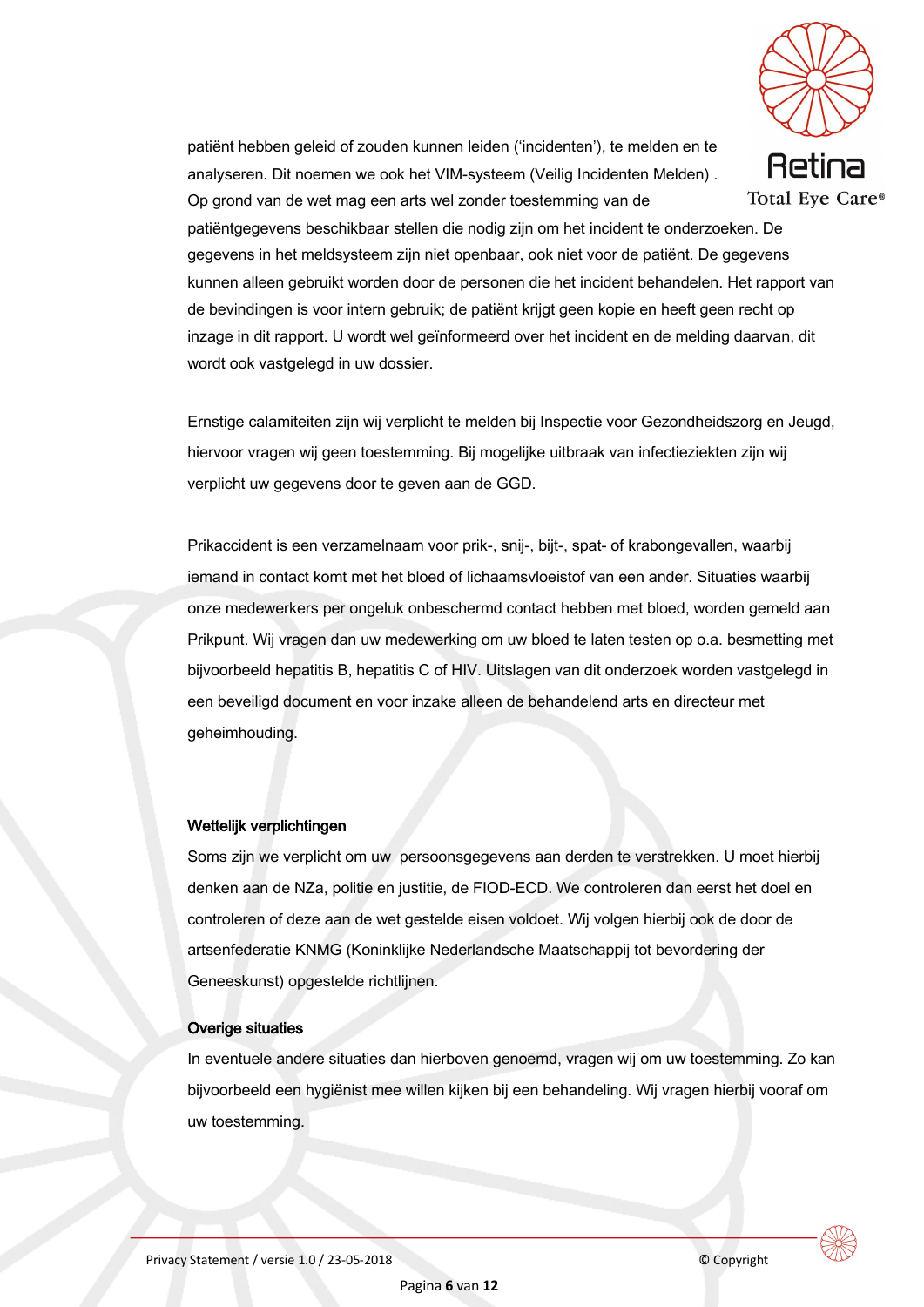patiënt hebben geleid of zouden kunnen leiden ('incidenten'), te melden en te analyseren. Dit noemen we ook het VIM-systeem (Veilig Incidenten Melden) . Op grond van de wet mag een arts wel zonder toestemming van de patiëntgegevens beschikbaar stellen die nodig zijn om het incident te onderzoeken. De gegevens in het meldsysteem zijn niet openbaar, ook niet voor de patiënt. De gegevens kunnen alleen gebruikt worden door de personen die het incident behandelen. Het rapport van de bevindingen is voor intern gebruik; de patiënt krijgt geen kopie en heeft geen recht op inzage in dit rapport. U wordt wel geïnformeerd over het incident en de melding daarvan, dit wordt ook vastgelegd in uw dossier.

Ernstige calamiteiten zijn wij verplicht te melden bij Inspectie voor Gezondheidszorg en Jeugd, hiervoor vragen wij geen toestemming. Bij mogelijke uitbraak van infectieziekten zijn wij verplicht uw gegevens door te geven aan de GGD.

Prikaccident is een verzamelnaam voor prik-, snij-, bijt-, spat- of krabongevallen, waarbij iemand in contact komt met het bloed of lichaamsvloeistof van een ander. Situaties waarbij onze medewerkers per ongeluk onbeschermd contact hebben met bloed, worden gemeld aan Prikpunt. Wij vragen dan uw medewerking om uw bloed te laten testen op o.a. besmetting met bijvoorbeeld hepatitis B, hepatitis C of HIV. Uitslagen van dit onderzoek worden vastgelegd in een beveiligd document en voor inzake alleen de behandelend arts en directeur met geheimhouding.

**Wettelijk verplichtingen**

Soms zijn we verplicht om uw persoonsgegevens aan derden te verstrekken. U moet hierbij denken aan de NZa, politie en justitie, de FIOD-ECD. We controleren dan eerst het doel en controleren of deze aan de wet gestelde eisen voldoet. Wij volgen hierbij ook de door de artsenfederatie KNMG (Koninklijke Nederlandsche Maatschappij tot bevordering der Geneeskunst) opgestelde richtlijnen.

**Overige situaties**

In eventuele andere situaties dan hierboven genoemd, vragen wij om uw toestemming. Zo kan bijvoorbeeld een hygiënist mee willen kijken bij een behandeling. Wij vragen hierbij vooraf om uw toestemming.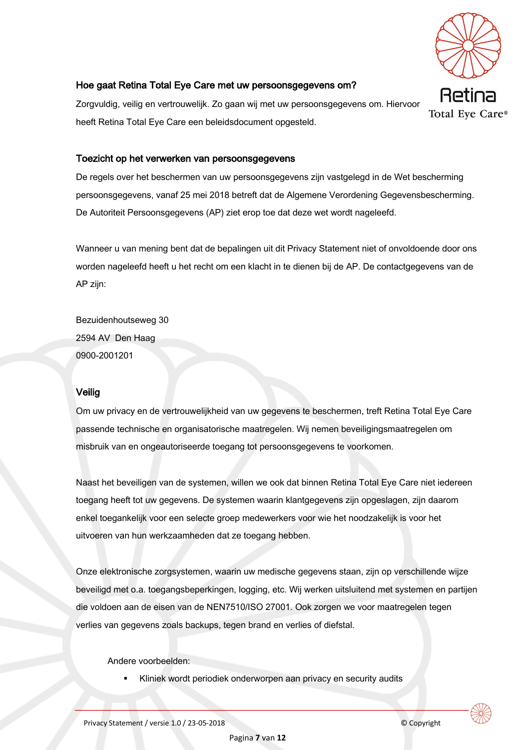## Hoe gaat Retina Total Eye Care met uw persoonsgegevens om?

Zorgvuldig, veilig en vertrouwelijk. Zo gaan wij met uw persoonsgegevens om. Hiervoor heeft Retina Total Eye Care een beleidsdocument opgesteld.

## Toezicht op het verwerken van persoonsgegevens

De regels over het beschermen van uw persoonsgegevens zijn vastgelegd in de Wet bescherming persoonsgegevens, vanaf 25 mei 2018 betreft dat de Algemene Verordening Gegevensbescherming. De Autoriteit Persoonsgegevens (AP) ziet erop toe dat deze wet wordt nageleefd.

Wanneer u van mening bent dat de bepalingen uit dit Privacy Statement niet of onvoldoende door ons worden nageleefd heeft u het recht om een klacht in te dienen bij de AP. De contactgegevens van de AP zijn:

Bezuidenhoutseweg 30
2594 AV Den Haag
0900-2001201

## Veilig

Om uw privacy en de vertrouwelijkheid van uw gegevens te beschermen, treft Retina Total Eye Care passende technische en organisatorische maatregelen. Wij nemen beveiligingsmaatregelen om misbruik van en ongeautoriseerde toegang tot persoonsgegevens te voorkomen.

Naast het beveiligen van de systemen, willen we ook dat binnen Retina Total Eye Care niet iedereen toegang heeft tot uw gegevens. De systemen waarin klantgegevens zijn opgeslagen, zijn daarom enkel toegankelijk voor een selecte groep medewerkers voor wie het noodzakelijk is voor het uitvoeren van hun werkzaamheden dat ze toegang hebben.

Onze elektronische zorgsystemen, waarin uw medische gegevens staan, zijn op verschillende wijze beveiligd met o.a. toegangsbeperkingen, logging, etc. Wij werken uitsluitend met systemen en partijen die voldoen aan de eisen van de NEN7510/ISO 27001. Ook zorgen we voor maatregelen tegen verlies van gegevens zoals backups, tegen brand en verlies of diefstal.

Andere voorbeelden:

- Kliniek wordt periodiek onderworpen aan privacy en security audits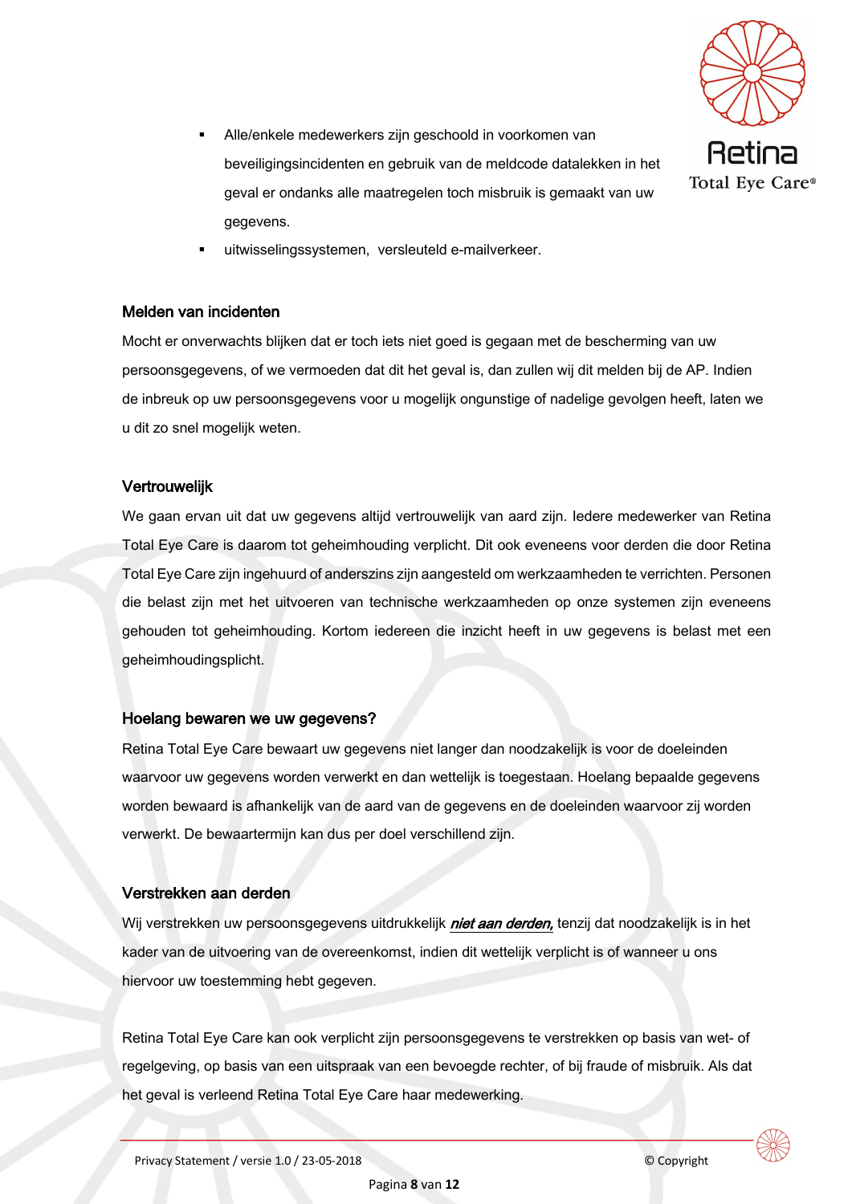- Alle/enkele medewerkers zijn geschoold in voorkomen van beveiligingsincidenten en gebruik van de meldcode datalekken in het geval er ondanks alle maatregelen toch misbruik is gemaakt van uw gegevens.
- uitwisselingssystemen, versleuteld e-mailverkeer.

### Melden van incidenten

Mocht er onverwachts blijken dat er toch iets niet goed is gegaan met de bescherming van uw persoonsgegevens, of we vermoeden dat dit het geval is, dan zullen wij dit melden bij de AP. Indien de inbreuk op uw persoonsgegevens voor u mogelijk ongunstige of nadelige gevolgen heeft, laten we u dit zo snel mogelijk weten.

### Vertrouwelijk

We gaan ervan uit dat uw gegevens altijd vertrouwelijk van aard zijn. Iedere medewerker van Retina Total Eye Care is daarom tot geheimhouding verplicht. Dit ook eveneens voor derden die door Retina Total Eye Care zijn ingehuurd of anderszins zijn aangesteld om werkzaamheden te verrichten. Personen die belast zijn met het uitvoeren van technische werkzaamheden op onze systemen zijn eveneens gehouden tot geheimhouding. Kortom iedereen die inzicht heeft in uw gegevens is belast met een geheimhoudingsplicht.

### Hoelang bewaren we uw gegevens?

Retina Total Eye Care bewaart uw gegevens niet langer dan noodzakelijk is voor de doeleinden waarvoor uw gegevens worden verwerkt en dan wettelijk is toegestaan. Hoelang bepaalde gegevens worden bewaard is afhankelijk van de aard van de gegevens en de doeleinden waarvoor zij worden verwerkt. De bewaartermijn kan dus per doel verschillend zijn.

### Verstrekken aan derden

Wij verstrekken uw persoonsgegevens uitdrukkelijk ***niet aan derden,*** tenzij dat noodzakelijk is in het kader van de uitvoering van de overeenkomst, indien dit wettelijk verplicht is of wanneer u ons hiervoor uw toestemming hebt gegeven.

Retina Total Eye Care kan ook verplicht zijn persoonsgegevens te verstrekken op basis van wet- of regelgeving, op basis van een uitspraak van een bevoegde rechter, of bij fraude of misbruik. Als dat het geval is verleend Retina Total Eye Care haar medewerking.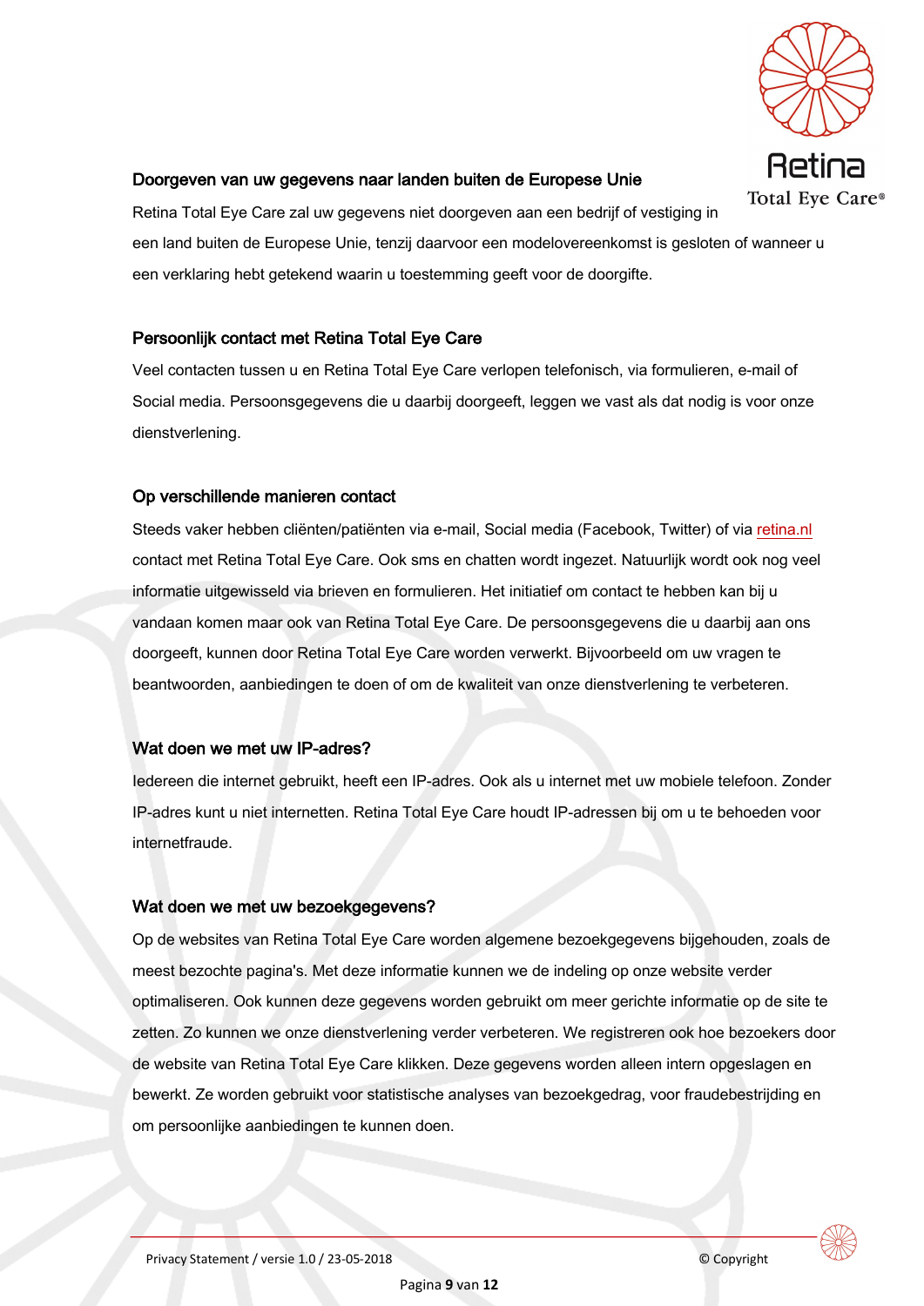### Doorgeven van uw gegevens naar landen buiten de Europese Unie

Retina Total Eye Care zal uw gegevens niet doorgeven aan een bedrijf of vestiging in een land buiten de Europese Unie, tenzij daarvoor een modelovereenkomst is gesloten of wanneer u een verklaring hebt getekend waarin u toestemming geeft voor de doorgifte.

### Persoonlijk contact met Retina Total Eye Care

Veel contacten tussen u en Retina Total Eye Care verlopen telefonisch, via formulieren, e-mail of Social media. Persoonsgegevens die u daarbij doorgeeft, leggen we vast als dat nodig is voor onze dienstverlening.

### Op verschillende manieren contact

Steeds vaker hebben cliënten/patiënten via e-mail, Social media (Facebook, Twitter) of via retina.nl contact met Retina Total Eye Care. Ook sms en chatten wordt ingezet. Natuurlijk wordt ook nog veel informatie uitgewisseld via brieven en formulieren. Het initiatief om contact te hebben kan bij u vandaan komen maar ook van Retina Total Eye Care. De persoonsgegevens die u daarbij aan ons doorgeeft, kunnen door Retina Total Eye Care worden verwerkt. Bijvoorbeeld om uw vragen te beantwoorden, aanbiedingen te doen of om de kwaliteit van onze dienstverlening te verbeteren.

### Wat doen we met uw IP-adres?

Iedereen die internet gebruikt, heeft een IP-adres. Ook als u internet met uw mobiele telefoon. Zonder IP-adres kunt u niet internetten. Retina Total Eye Care houdt IP-adressen bij om u te behoeden voor internetfraude.

### Wat doen we met uw bezoekgegevens?

Op de websites van Retina Total Eye Care worden algemene bezoekgegevens bijgehouden, zoals de meest bezochte pagina's. Met deze informatie kunnen we de indeling op onze website verder optimaliseren. Ook kunnen deze gegevens worden gebruikt om meer gerichte informatie op de site te zetten. Zo kunnen we onze dienstverlening verder verbeteren. We registreren ook hoe bezoekers door de website van Retina Total Eye Care klikken. Deze gegevens worden alleen intern opgeslagen en bewerkt. Ze worden gebruikt voor statistische analyses van bezoekgedrag, voor fraudebestrijding en om persoonlijke aanbiedingen te kunnen doen.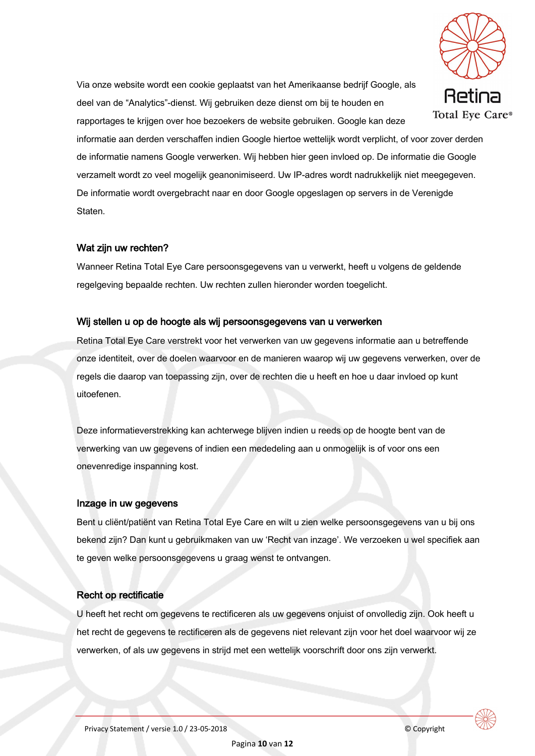Via onze website wordt een cookie geplaatst van het Amerikaanse bedrijf Google, als deel van de “Analytics”-dienst. Wij gebruiken deze dienst om bij te houden en rapportages te krijgen over hoe bezoekers de website gebruiken. Google kan deze informatie aan derden verschaffen indien Google hiertoe wettelijk wordt verplicht, of voor zover derden de informatie namens Google verwerken. Wij hebben hier geen invloed op. De informatie die Google verzamelt wordt zo veel mogelijk geanonimiseerd. Uw IP-adres wordt nadrukkelijk niet meegegeven. De informatie wordt overgebracht naar en door Google opgeslagen op servers in de Verenigde Staten.

## Wat zijn uw rechten?

Wanneer Retina Total Eye Care persoonsgegevens van u verwerkt, heeft u volgens de geldende regelgeving bepaalde rechten. Uw rechten zullen hieronder worden toegelicht.

### Wij stellen u op de hoogte als wij persoonsgegevens van u verwerken

Retina Total Eye Care verstrekt voor het verwerken van uw gegevens informatie aan u betreffende onze identiteit, over de doelen waarvoor en de manieren waarop wij uw gegevens verwerken, over de regels die daarop van toepassing zijn, over de rechten die u heeft en hoe u daar invloed op kunt uitoefenen.

Deze informatieverstrekking kan achterwege blijven indien u reeds op de hoogte bent van de verwerking van uw gegevens of indien een mededeling aan u onmogelijk is of voor ons een onevenredige inspanning kost.

### Inzage in uw gegevens

Bent u cliënt/patiënt van Retina Total Eye Care en wilt u zien welke persoonsgegevens van u bij ons bekend zijn? Dan kunt u gebruikmaken van uw ‘Recht van inzage’. We verzoeken u wel specifiek aan te geven welke persoonsgegevens u graag wenst te ontvangen.

### Recht op rectificatie

U heeft het recht om gegevens te rectificeren als uw gegevens onjuist of onvolledig zijn. Ook heeft u het recht de gegevens te rectificeren als de gegevens niet relevant zijn voor het doel waarvoor wij ze verwerken, of als uw gegevens in strijd met een wettelijk voorschrift door ons zijn verwerkt.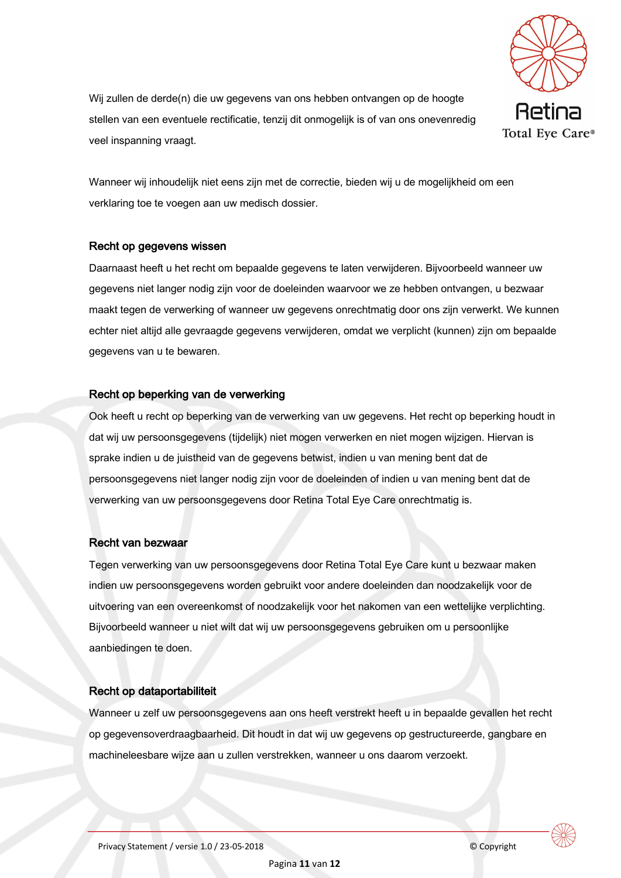Wij zullen de derde(n) die uw gegevens van ons hebben ontvangen op de hoogte stellen van een eventuele rectificatie, tenzij dit onmogelijk is of van ons onevenredig veel inspanning vraagt.

Wanneer wij inhoudelijk niet eens zijn met de correctie, bieden wij u de mogelijkheid om een verklaring toe te voegen aan uw medisch dossier.

### Recht op gegevens wissen

Daarnaast heeft u het recht om bepaalde gegevens te laten verwijderen. Bijvoorbeeld wanneer uw gegevens niet langer nodig zijn voor de doeleinden waarvoor we ze hebben ontvangen, u bezwaar maakt tegen de verwerking of wanneer uw gegevens onrechtmatig door ons zijn verwerkt. We kunnen echter niet altijd alle gevraagde gegevens verwijderen, omdat we verplicht (kunnen) zijn om bepaalde gegevens van u te bewaren.

### Recht op beperking van de verwerking

Ook heeft u recht op beperking van de verwerking van uw gegevens. Het recht op beperking houdt in dat wij uw persoonsgegevens (tijdelijk) niet mogen verwerken en niet mogen wijzigen. Hiervan is sprake indien u de juistheid van de gegevens betwist, indien u van mening bent dat de persoonsgegevens niet langer nodig zijn voor de doeleinden of indien u van mening bent dat de verwerking van uw persoonsgegevens door Retina Total Eye Care onrechtmatig is.

### Recht van bezwaar

Tegen verwerking van uw persoonsgegevens door Retina Total Eye Care kunt u bezwaar maken indien uw persoonsgegevens worden gebruikt voor andere doeleinden dan noodzakelijk voor de uitvoering van een overeenkomst of noodzakelijk voor het nakomen van een wettelijke verplichting. Bijvoorbeeld wanneer u niet wilt dat wij uw persoonsgegevens gebruiken om u persoonlijke aanbiedingen te doen.

### Recht op dataportabiliteit

Wanneer u zelf uw persoonsgegevens aan ons heeft verstrekt heeft u in bepaalde gevallen het recht op gegevensoverdraagbaarheid. Dit houdt in dat wij uw gegevens op gestructureerde, gangbare en machineleesbare wijze aan u zullen verstrekken, wanneer u ons daarom verzoekt.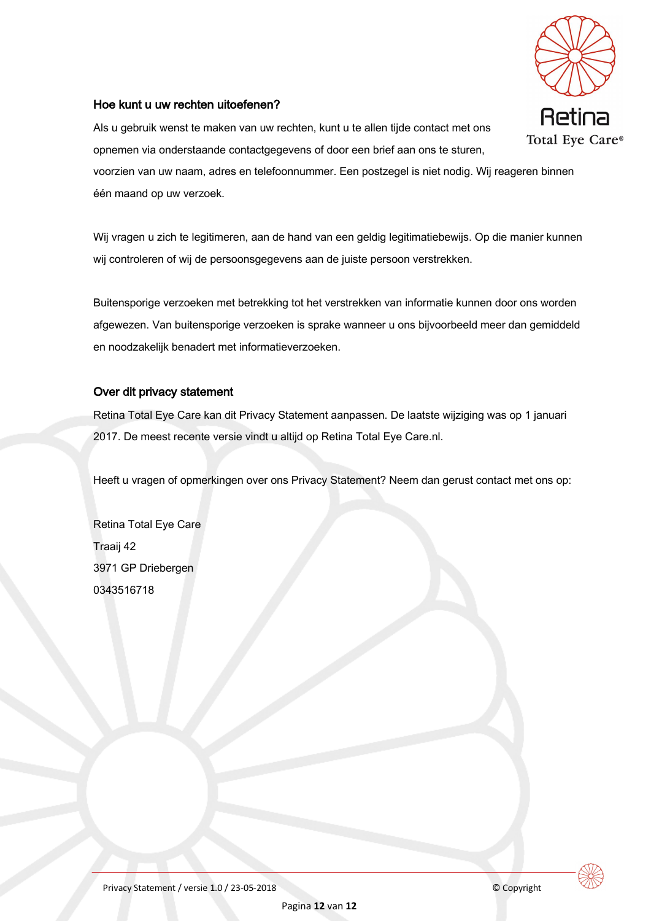### Hoe kunt u uw rechten uitoefenen?

Als u gebruik wenst te maken van uw rechten, kunt u te allen tijde contact met ons opnemen via onderstaande contactgegevens of door een brief aan ons te sturen, voorzien van uw naam, adres en telefoonnummer. Een postzegel is niet nodig. Wij reageren binnen één maand op uw verzoek.

Wij vragen u zich te legitimeren, aan de hand van een geldig legitimatiebewijs. Op die manier kunnen wij controleren of wij de persoonsgegevens aan de juiste persoon verstrekken.

Buitensporige verzoeken met betrekking tot het verstrekken van informatie kunnen door ons worden afgewezen. Van buitensporige verzoeken is sprake wanneer u ons bijvoorbeeld meer dan gemiddeld en noodzakelijk benadert met informatieverzoeken.

### Over dit privacy statement

Retina Total Eye Care kan dit Privacy Statement aanpassen. De laatste wijziging was op 1 januari 2017. De meest recente versie vindt u altijd op Retina Total Eye Care.nl.

Heeft u vragen of opmerkingen over ons Privacy Statement? Neem dan gerust contact met ons op:

Retina Total Eye Care
Traaij 42
3971 GP Driebergen
0343516718